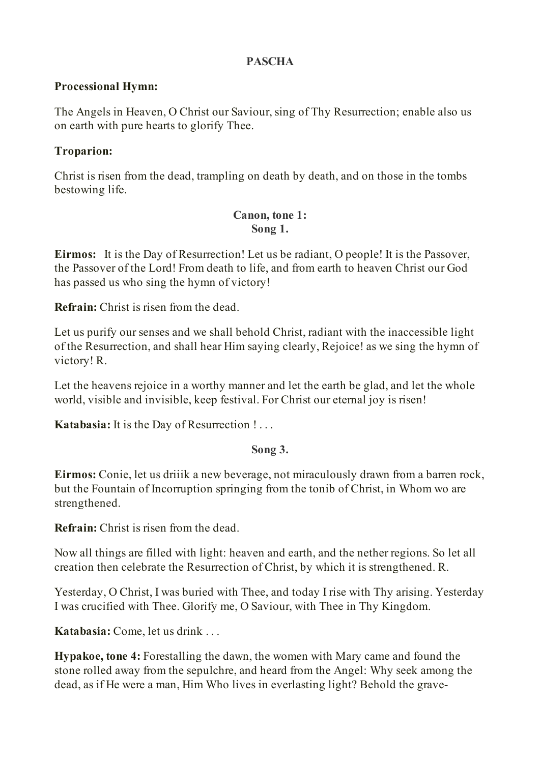# PASCHA

**Processional Hymn:**

The Angels in Heaven, O Christ our Saviour, sing of Thy Resurrection; enable also us on earth with pure hearts to glorify Thee.

**Troparion:**

Christ is risen from the dead, trampling on death by death, and on those in the tombs bestowing life.

## Canon, tone 1:
### Song 1.

**Eirmos:** It is the Day of Resurrection! Let us be radiant, O people! It is the Passover, the Passover of the Lord! From death to life, and from earth to heaven Christ our God has passed us who sing the hymn of victory!

**Refrain:** Christ is risen from the dead.

Let us purify our senses and we shall behold Christ, radiant with the inaccessible light of the Resurrection, and shall hear Him saying clearly, Rejoice! as we sing the hymn of victory! R.

Let the heavens rejoice in a worthy manner and let the earth be glad, and let the whole world, visible and invisible, keep festival. For Christ our eternal joy is risen!

**Katabasia:** It is the Day of Resurrection ! . . .

### Song 3.

**Eirmos:** Conie, let us driiik a new beverage, not miraculously drawn from a barren rock, but the Fountain of Incorruption springing from the tonib of Christ, in Whom wo are strengthened.

**Refrain:** Christ is risen from the dead.

Now all things are filled with light: heaven and earth, and the nether regions. So let all creation then celebrate the Resurrection of Christ, by which it is strengthened. R.

Yesterday, O Christ, I was buried with Thee, and today I rise with Thy arising. Yesterday I was crucified with Thee. Glorify me, O Saviour, with Thee in Thy Kingdom.

**Katabasia:** Come, let us drink . . .

**Hypakoe, tone 4:** Forestalling the dawn, the women with Mary came and found the stone rolled away from the sepulchre, and heard from the Angel: Why seek among the dead, as if He were a man, Him Who lives in everlasting light? Behold the grave-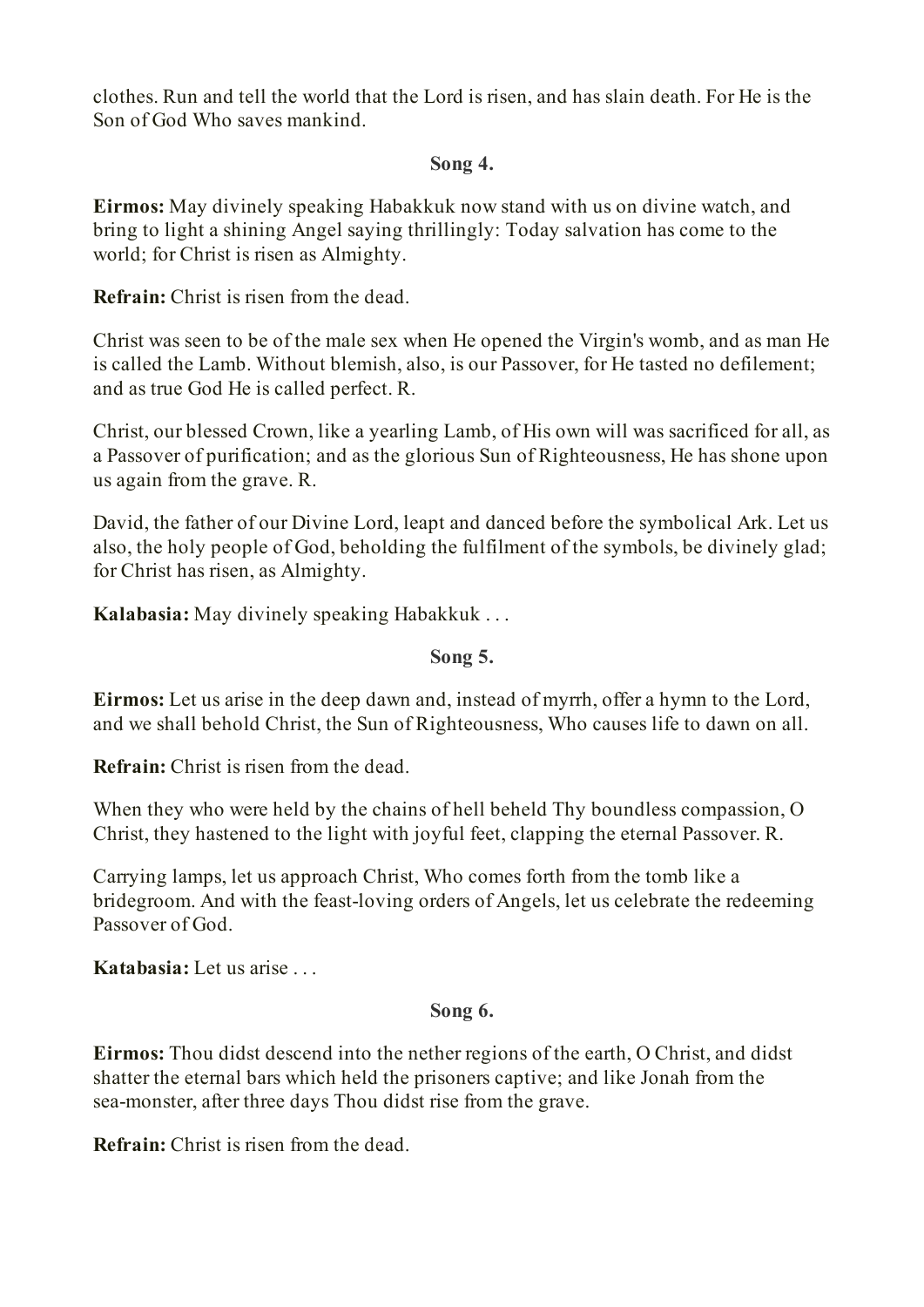clothes. Run and tell the world that the Lord is risen, and has slain death. For He is the Son of God Who saves mankind.

**Song 4.**

**Eirmos:** May divinely speaking Habakkuk now stand with us on divine watch, and bring to light a shining Angel saying thrillingly: Today salvation has come to the world; for Christ is risen as Almighty.

**Refrain:** Christ is risen from the dead.

Christ was seen to be of the male sex when He opened the Virgin's womb, and as man He is called the Lamb. Without blemish, also, is our Passover, for He tasted no defilement; and as true God He is called perfect. R.

Christ, our blessed Crown, like a yearling Lamb, of His own will was sacrificed for all, as a Passover of purification; and as the glorious Sun of Righteousness, He has shone upon us again from the grave. R.

David, the father of our Divine Lord, leapt and danced before the symbolical Ark. Let us also, the holy people of God, beholding the fulfilment of the symbols, be divinely glad; for Christ has risen, as Almighty.

**Kalabasia:** May divinely speaking Habakkuk . . .

**Song 5.**

**Eirmos:** Let us arise in the deep dawn and, instead of myrrh, offer a hymn to the Lord, and we shall behold Christ, the Sun of Righteousness, Who causes life to dawn on all.

**Refrain:** Christ is risen from the dead.

When they who were held by the chains of hell beheld Thy boundless compassion, O Christ, they hastened to the light with joyful feet, clapping the eternal Passover. R.

Carrying lamps, let us approach Christ, Who comes forth from the tomb like a bridegroom. And with the feast-loving orders of Angels, let us celebrate the redeeming Passover of God.

**Katabasia:** Let us arise . . .

**Song 6.**

**Eirmos:** Thou didst descend into the nether regions of the earth, O Christ, and didst shatter the eternal bars which held the prisoners captive; and like Jonah from the sea-monster, after three days Thou didst rise from the grave.

**Refrain:** Christ is risen from the dead.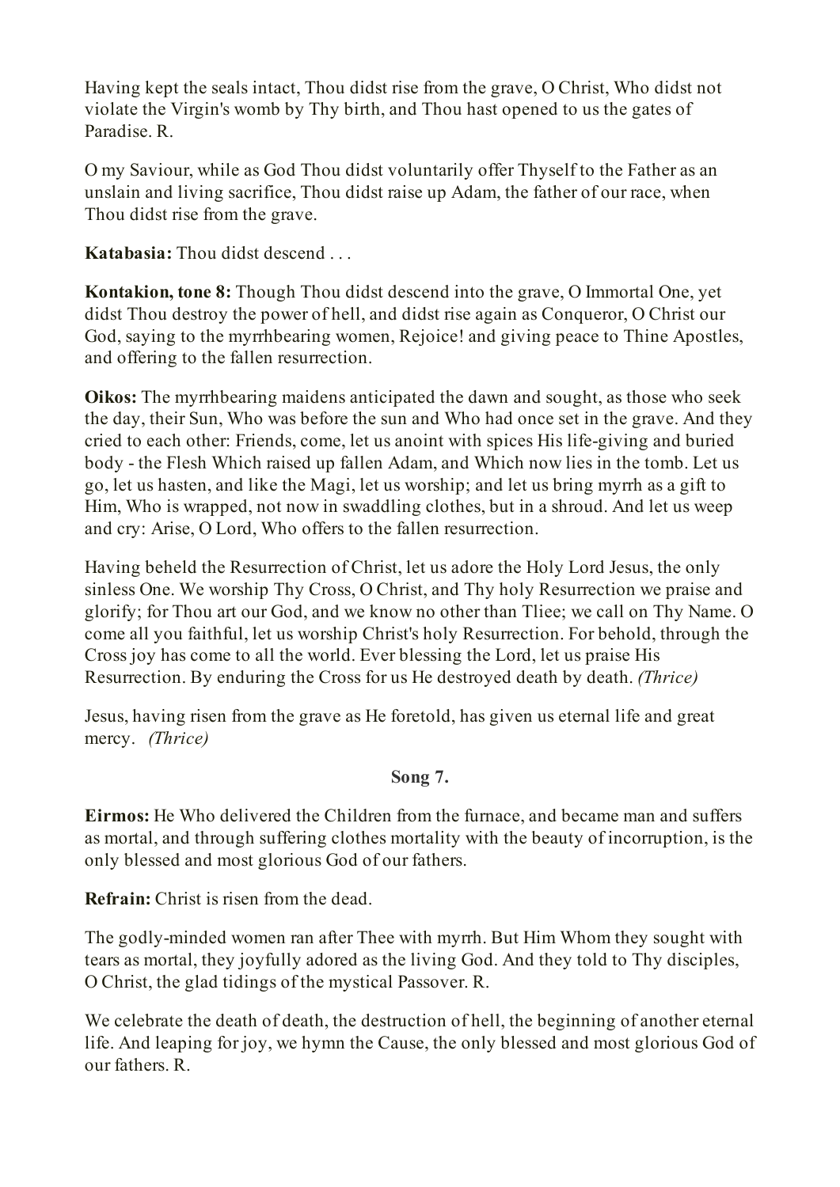Having kept the seals intact, Thou didst rise from the grave, O Christ, Who didst not violate the Virgin's womb by Thy birth, and Thou hast opened to us the gates of Paradise. R.

O my Saviour, while as God Thou didst voluntarily offer Thyself to the Father as an unslain and living sacrifice, Thou didst raise up Adam, the father of our race, when Thou didst rise from the grave.

**Katabasia:** Thou didst descend . . .

**Kontakion, tone 8:** Though Thou didst descend into the grave, O Immortal One, yet didst Thou destroy the power of hell, and didst rise again as Conqueror, O Christ our God, saying to the myrrhbearing women, Rejoice! and giving peace to Thine Apostles, and offering to the fallen resurrection.

**Oikos:** The myrrhbearing maidens anticipated the dawn and sought, as those who seek the day, their Sun, Who was before the sun and Who had once set in the grave. And they cried to each other: Friends, come, let us anoint with spices His life-giving and buried body - the Flesh Which raised up fallen Adam, and Which now lies in the tomb. Let us go, let us hasten, and like the Magi, let us worship; and let us bring myrrh as a gift to Him, Who is wrapped, not now in swaddling clothes, but in a shroud. And let us weep and cry: Arise, O Lord, Who offers to the fallen resurrection.

Having beheld the Resurrection of Christ, let us adore the Holy Lord Jesus, the only sinless One. We worship Thy Cross, O Christ, and Thy holy Resurrection we praise and glorify; for Thou art our God, and we know no other than Tliee; we call on Thy Name. O come all you faithful, let us worship Christ's holy Resurrection. For behold, through the Cross joy has come to all the world. Ever blessing the Lord, let us praise His Resurrection. By enduring the Cross for us He destroyed death by death. *(Thrice)*

Jesus, having risen from the grave as He foretold, has given us eternal life and great mercy. *(Thrice)*

**Song 7.**

**Eirmos:** He Who delivered the Children from the furnace, and became man and suffers as mortal, and through suffering clothes mortality with the beauty of incorruption, is the only blessed and most glorious God of our fathers.

**Refrain:** Christ is risen from the dead.

The godly-minded women ran after Thee with myrrh. But Him Whom they sought with tears as mortal, they joyfully adored as the living God. And they told to Thy disciples, O Christ, the glad tidings of the mystical Passover. R.

We celebrate the death of death, the destruction of hell, the beginning of another eternal life. And leaping for joy, we hymn the Cause, the only blessed and most glorious God of our fathers. R.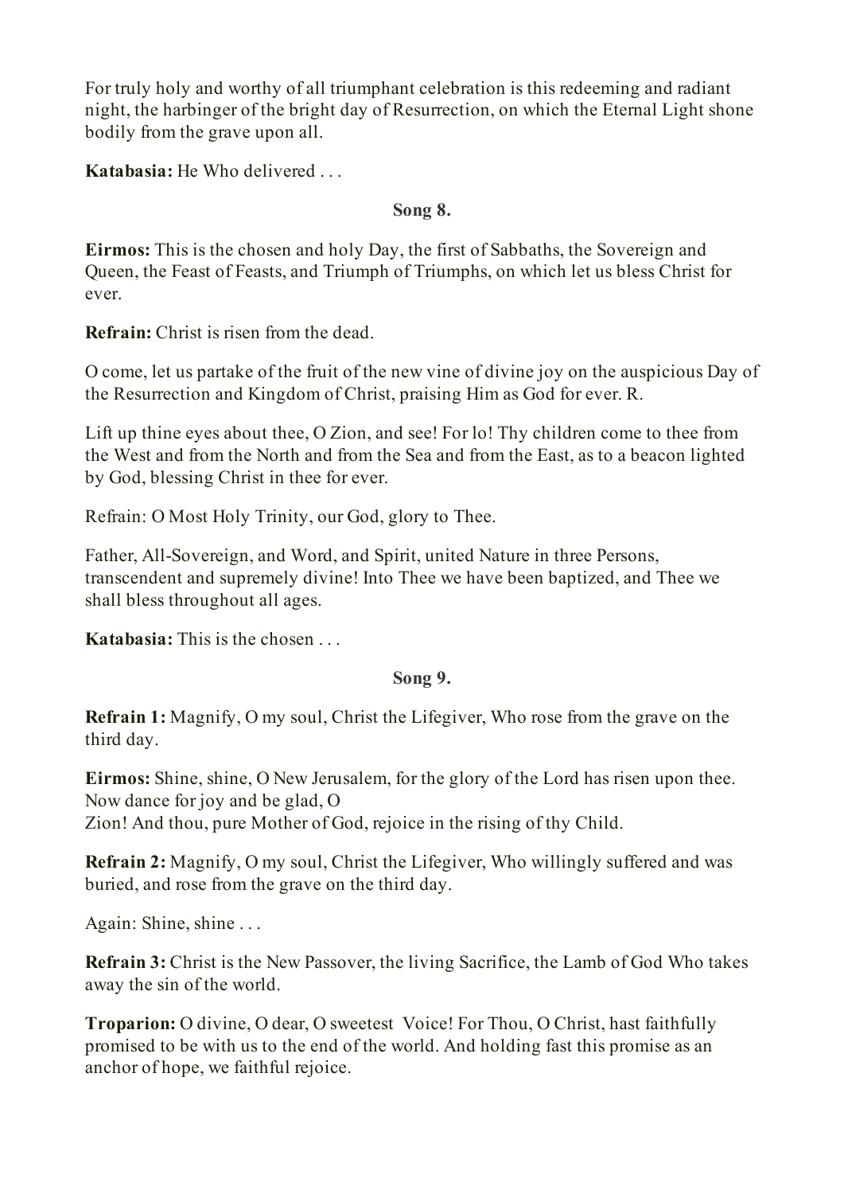For truly holy and worthy of all triumphant celebration is this redeeming and radiant night, the harbinger of the bright day of Resurrection, on which the Eternal Light shone bodily from the grave upon all.

**Katabasia:** He Who delivered . . .

### Song 8.

**Eirmos:** This is the chosen and holy Day, the first of Sabbaths, the Sovereign and Queen, the Feast of Feasts, and Triumph of Triumphs, on which let us bless Christ for ever.

**Refrain:** Christ is risen from the dead.

O come, let us partake of the fruit of the new vine of divine joy on the auspicious Day of the Resurrection and Kingdom of Christ, praising Him as God for ever. R.

Lift up thine eyes about thee, O Zion, and see! For lo! Thy children come to thee from the West and from the North and from the Sea and from the East, as to a beacon lighted by God, blessing Christ in thee for ever.

Refrain: O Most Holy Trinity, our God, glory to Thee.

Father, All-Sovereign, and Word, and Spirit, united Nature in three Persons, transcendent and supremely divine! Into Thee we have been baptized, and Thee we shall bless throughout all ages.

**Katabasia:** This is the chosen . . .

### Song 9.

**Refrain 1:** Magnify, O my soul, Christ the Lifegiver, Who rose from the grave on the third day.

**Eirmos:** Shine, shine, O New Jerusalem, for the glory of the Lord has risen upon thee. Now dance for joy and be glad, O
Zion! And thou, pure Mother of God, rejoice in the rising of thy Child.

**Refrain 2:** Magnify, O my soul, Christ the Lifegiver, Who willingly suffered and was buried, and rose from the grave on the third day.

Again: Shine, shine . . .

**Refrain 3:** Christ is the New Passover, the living Sacrifice, the Lamb of God Who takes away the sin of the world.

**Troparion:** O divine, O dear, O sweetest Voice! For Thou, O Christ, hast faithfully promised to be with us to the end of the world. And holding fast this promise as an anchor of hope, we faithful rejoice.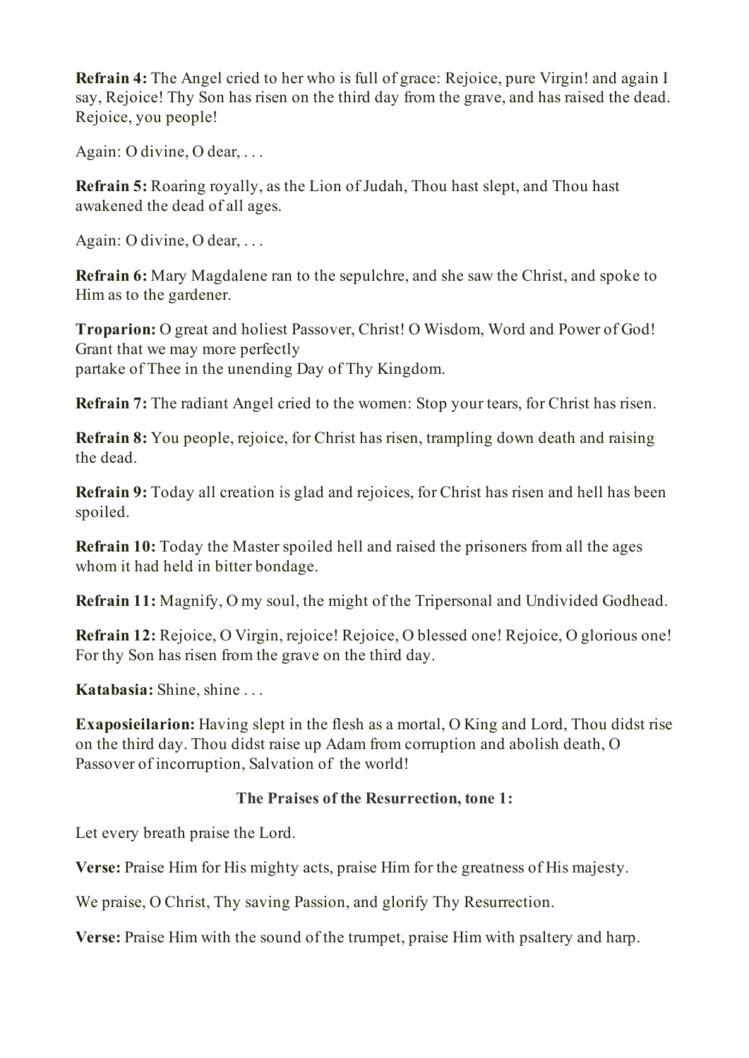**Refrain 4:** The Angel cried to her who is full of grace: Rejoice, pure Virgin! and again I say, Rejoice! Thy Son has risen on the third day from the grave, and has raised the dead. Rejoice, you people!

Again: O divine, O dear, . . .

**Refrain 5:** Roaring royally, as the Lion of Judah, Thou hast slept, and Thou hast awakened the dead of all ages.

Again: O divine, O dear, . . .

**Refrain 6:** Mary Magdalene ran to the sepulchre, and she saw the Christ, and spoke to Him as to the gardener.

**Troparion:** O great and holiest Passover, Christ! O Wisdom, Word and Power of God! Grant that we may more perfectly
partake of Thee in the unending Day of Thy Kingdom.

**Refrain 7:** The radiant Angel cried to the women: Stop your tears, for Christ has risen.

**Refrain 8:** You people, rejoice, for Christ has risen, trampling down death and raising the dead.

**Refrain 9:** Today all creation is glad and rejoices, for Christ has risen and hell has been spoiled.

**Refrain 10:** Today the Master spoiled hell and raised the prisoners from all the ages whom it had held in bitter bondage.

**Refrain 11:** Magnify, O my soul, the might of the Tripersonal and Undivided Godhead.

**Refrain 12:** Rejoice, O Virgin, rejoice! Rejoice, O blessed one! Rejoice, O glorious one! For thy Son has risen from the grave on the third day.

**Katabasia:** Shine, shine . . .

**Exaposieilarion:** Having slept in the flesh as a mortal, O King and Lord, Thou didst rise on the third day. Thou didst raise up Adam from corruption and abolish death, O Passover of incorruption, Salvation of the world!

**The Praises of the Resurrection, tone 1:**

Let every breath praise the Lord.

**Verse:** Praise Him for His mighty acts, praise Him for the greatness of His majesty.

We praise, O Christ, Thy saving Passion, and glorify Thy Resurrection.

**Verse:** Praise Him with the sound of the trumpet, praise Him with psaltery and harp.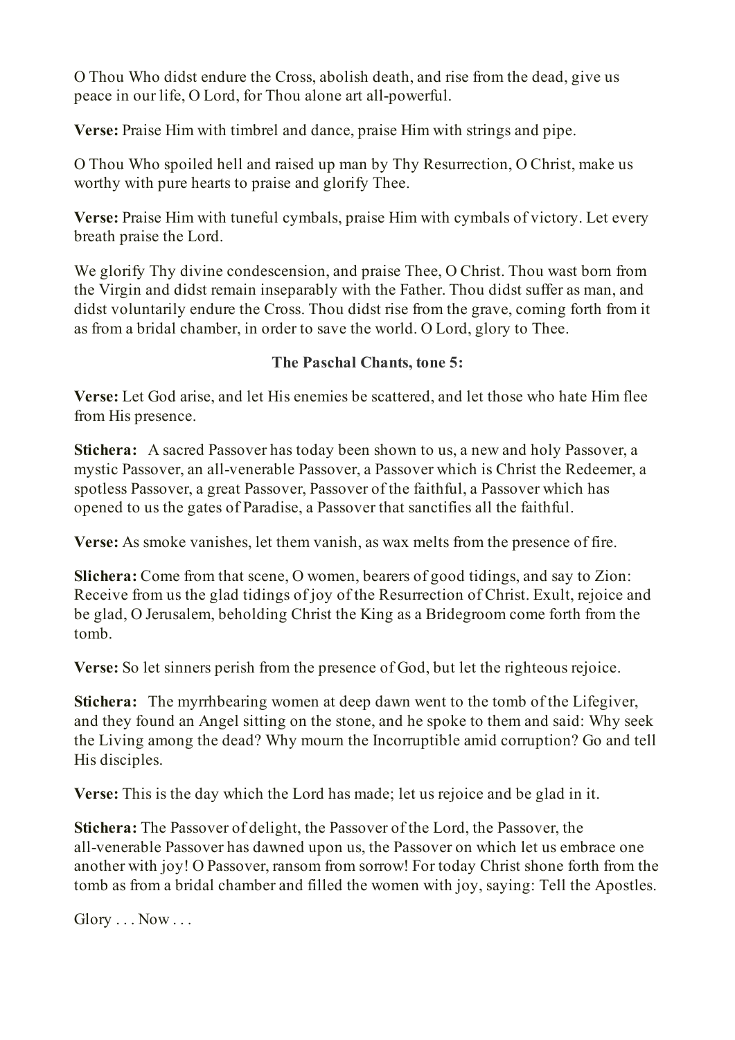O Thou Who didst endure the Cross, abolish death, and rise from the dead, give us peace in our life, O Lord, for Thou alone art all-powerful.

**Verse:** Praise Him with timbrel and dance, praise Him with strings and pipe.

O Thou Who spoiled hell and raised up man by Thy Resurrection, O Christ, make us worthy with pure hearts to praise and glorify Thee.

**Verse:** Praise Him with tuneful cymbals, praise Him with cymbals of victory. Let every breath praise the Lord.

We glorify Thy divine condescension, and praise Thee, O Christ. Thou wast born from the Virgin and didst remain inseparably with the Father. Thou didst suffer as man, and didst voluntarily endure the Cross. Thou didst rise from the grave, coming forth from it as from a bridal chamber, in order to save the world. O Lord, glory to Thee.

**The Paschal Chants, tone 5:**

**Verse:** Let God arise, and let His enemies be scattered, and let those who hate Him flee from His presence.

**Stichera:** A sacred Passover has today been shown to us, a new and holy Passover, a mystic Passover, an all-venerable Passover, a Passover which is Christ the Redeemer, a spotless Passover, a great Passover, Passover of the faithful, a Passover which has opened to us the gates of Paradise, a Passover that sanctifies all the faithful.

**Verse:** As smoke vanishes, let them vanish, as wax melts from the presence of fire.

**Slichera:** Come from that scene, O women, bearers of good tidings, and say to Zion: Receive from us the glad tidings of joy of the Resurrection of Christ. Exult, rejoice and be glad, O Jerusalem, beholding Christ the King as a Bridegroom come forth from the tomb.

**Verse:** So let sinners perish from the presence of God, but let the righteous rejoice.

**Stichera:** The myrrhbearing women at deep dawn went to the tomb of the Lifegiver, and they found an Angel sitting on the stone, and he spoke to them and said: Why seek the Living among the dead? Why mourn the Incorruptible amid corruption? Go and tell His disciples.

**Verse:** This is the day which the Lord has made; let us rejoice and be glad in it.

**Stichera:** The Passover of delight, the Passover of the Lord, the Passover, the all-venerable Passover has dawned upon us, the Passover on which let us embrace one another with joy! O Passover, ransom from sorrow! For today Christ shone forth from the tomb as from a bridal chamber and filled the women with joy, saying: Tell the Apostles.

Glory . . . Now . . .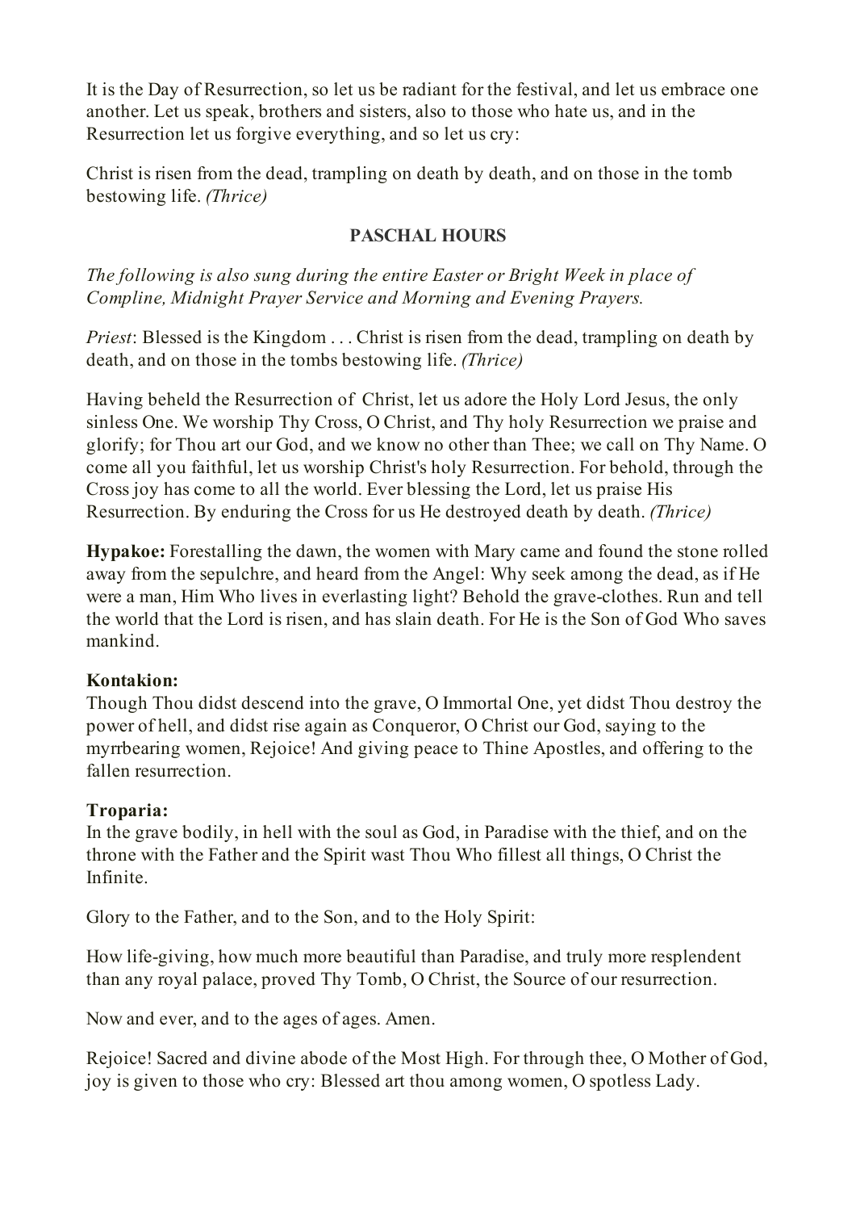It is the Day of Resurrection, so let us be radiant for the festival, and let us embrace one another. Let us speak, brothers and sisters, also to those who hate us, and in the Resurrection let us forgive everything, and so let us cry:

Christ is risen from the dead, trampling on death by death, and on those in the tomb bestowing life. *(Thrice)*

## PASCHAL HOURS

*The following is also sung during the entire Easter or Bright Week in place of Compline, Midnight Prayer Service and Morning and Evening Prayers.*

*Priest*: Blessed is the Kingdom . . . Christ is risen from the dead, trampling on death by death, and on those in the tombs bestowing life. *(Thrice)*

Having beheld the Resurrection of Christ, let us adore the Holy Lord Jesus, the only sinless One. We worship Thy Cross, O Christ, and Thy holy Resurrection we praise and glorify; for Thou art our God, and we know no other than Thee; we call on Thy Name. O come all you faithful, let us worship Christ's holy Resurrection. For behold, through the Cross joy has come to all the world. Ever blessing the Lord, let us praise His Resurrection. By enduring the Cross for us He destroyed death by death. *(Thrice)*

**Hypakoe:** Forestalling the dawn, the women with Mary came and found the stone rolled away from the sepulchre, and heard from the Angel: Why seek among the dead, as if He were a man, Him Who lives in everlasting light? Behold the grave-clothes. Run and tell the world that the Lord is risen, and has slain death. For He is the Son of God Who saves mankind.

**Kontakion:**
Though Thou didst descend into the grave, O Immortal One, yet didst Thou destroy the power of hell, and didst rise again as Conqueror, O Christ our God, saying to the myrrbearing women, Rejoice! And giving peace to Thine Apostles, and offering to the fallen resurrection.

**Troparia:**
In the grave bodily, in hell with the soul as God, in Paradise with the thief, and on the throne with the Father and the Spirit wast Thou Who fillest all things, O Christ the Infinite.

Glory to the Father, and to the Son, and to the Holy Spirit:

How life-giving, how much more beautiful than Paradise, and truly more resplendent than any royal palace, proved Thy Tomb, O Christ, the Source of our resurrection.

Now and ever, and to the ages of ages. Amen.

Rejoice! Sacred and divine abode of the Most High. For through thee, O Mother of God, joy is given to those who cry: Blessed art thou among women, O spotless Lady.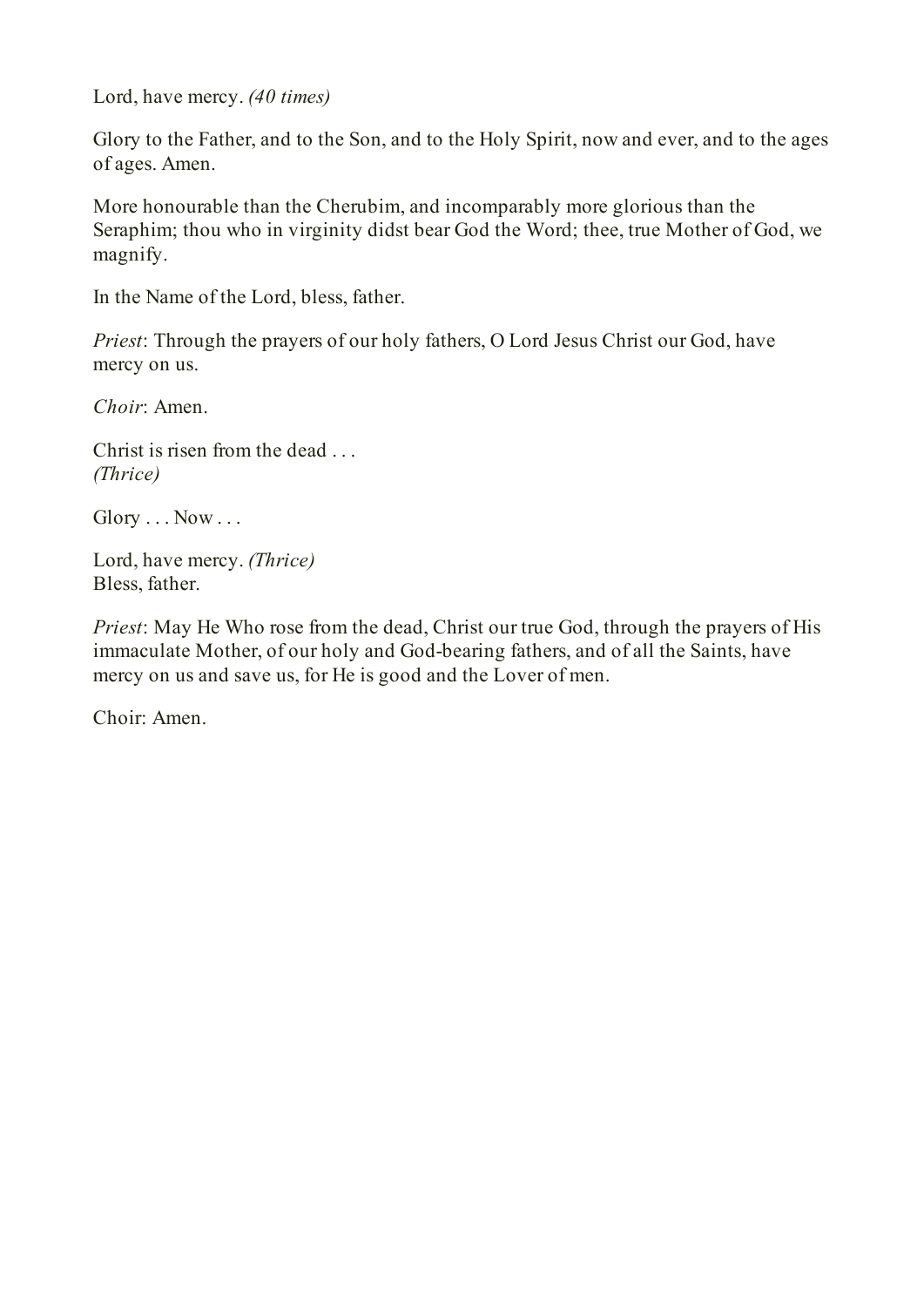Lord, have mercy. *(40 times)*

Glory to the Father, and to the Son, and to the Holy Spirit, now and ever, and to the ages of ages. Amen.

More honourable than the Cherubim, and incomparably more glorious than the Seraphim; thou who in virginity didst bear God the Word; thee, true Mother of God, we magnify.

In the Name of the Lord, bless, father.

*Priest*: Through the prayers of our holy fathers, O Lord Jesus Christ our God, have mercy on us.

*Choir*: Amen.

Christ is risen from the dead . . .
*(Thrice)*

Glory . . . Now . . .

Lord, have mercy. *(Thrice)*
Bless, father.

*Priest*: May He Who rose from the dead, Christ our true God, through the prayers of His immaculate Mother, of our holy and God-bearing fathers, and of all the Saints, have mercy on us and save us, for He is good and the Lover of men.

Choir: Amen.